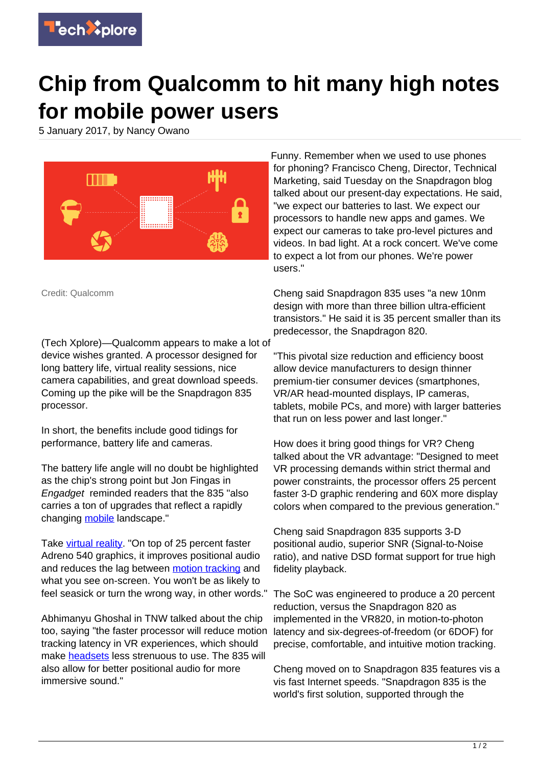# Chip from Qualcomm to hit many high notes for mobile power users

5 January 2017, by Nancy Owano

Credit: Qualcomm

(Tech Xplore)—Qualcomm appears to make a lot of device wishes granted. A processor designed for long battery life, virtual reality sessions, nice camera capabilities, and great download speeds. Coming up the pike will be the Snapdragon 835 processor.

In short, the benefits include good tidings for performance, battery life and cameras.

The battery life angle will no doubt be highlighted as the chip's strong point but Jon Fingas in *Engadget* reminded readers that the 835 "also carries a ton of upgrades that reflect a rapidly changing mobile landscape."

Take virtual reality. "On top of 25 percent faster Adreno 540 graphics, it improves positional audio and reduces the lag between motion tracking and what you see on-screen. You won't be as likely to feel seasick or turn the wrong way, in other words."

Abhimanyu Ghoshal in TNW talked about the chip too, saying "the faster processor will reduce motion tracking latency in VR experiences, which should make headsets less strenuous to use. The 835 will also allow for better positional audio for more immersive sound."

Funny. Remember when we used to use phones for phoning? Francisco Cheng, Director, Technical Marketing, said Tuesday on the Snapdragon blog talked about our present-day expectations. He said, "we expect our batteries to last. We expect our processors to handle new apps and games. We expect our cameras to take pro-level pictures and videos. In bad light. At a rock concert. We've come to expect a lot from our phones. We're power users."

Cheng said Snapdragon 835 uses "a new 10nm design with more than three billion ultra-efficient transistors." He said it is 35 percent smaller than its predecessor, the Snapdragon 820.

"This pivotal size reduction and efficiency boost allow device manufacturers to design thinner premium-tier consumer devices (smartphones, VR/AR head-mounted displays, IP cameras, tablets, mobile PCs, and more) with larger batteries that run on less power and last longer."

How does it bring good things for VR? Cheng talked about the VR advantage: "Designed to meet VR processing demands within strict thermal and power constraints, the processor offers 25 percent faster 3-D graphic rendering and 60X more display colors when compared to the previous generation."

Cheng said Snapdragon 835 supports 3-D positional audio, superior SNR (Signal-to-Noise ratio), and native DSD format support for true high fidelity playback.

The SoC was engineered to produce a 20 percent reduction, versus the Snapdragon 820 as implemented in the VR820, in motion-to-photon latency and six-degrees-of-freedom (or 6DOF) for precise, comfortable, and intuitive motion tracking.

Cheng moved on to Snapdragon 835 features vis a vis fast Internet speeds. "Snapdragon 835 is the world's first solution, supported through the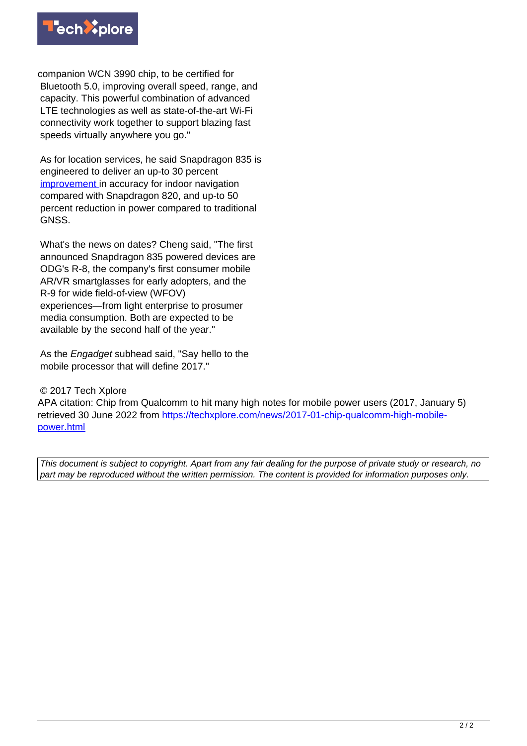companion WCN 3990 chip, to be certified for Bluetooth 5.0, improving overall speed, range, and capacity. This powerful combination of advanced LTE technologies as well as state-of-the-art Wi-Fi connectivity work together to support blazing fast speeds virtually anywhere you go."

As for location services, he said Snapdragon 835 is engineered to deliver an up-to 30 percent improvement in accuracy for indoor navigation compared with Snapdragon 820, and up-to 50 percent reduction in power compared to traditional GNSS.

What's the news on dates? Cheng said, "The first announced Snapdragon 835 powered devices are ODG's R-8, the company's first consumer mobile AR/VR smartglasses for early adopters, and the R-9 for wide field-of-view (WFOV) experiences—from light enterprise to prosumer media consumption. Both are expected to be available by the second half of the year."

As the *Engadget* subhead said, "Say hello to the mobile processor that will define 2017."

© 2017 Tech Xplore

APA citation: Chip from Qualcomm to hit many high notes for mobile power users (2017, January 5) retrieved 30 June 2022 from https://techxplore.com/news/2017-01-chip-qualcomm-high-mobile-power.html

*This document is subject to copyright. Apart from any fair dealing for the purpose of private study or research, no part may be reproduced without the written permission. The content is provided for information purposes only.*